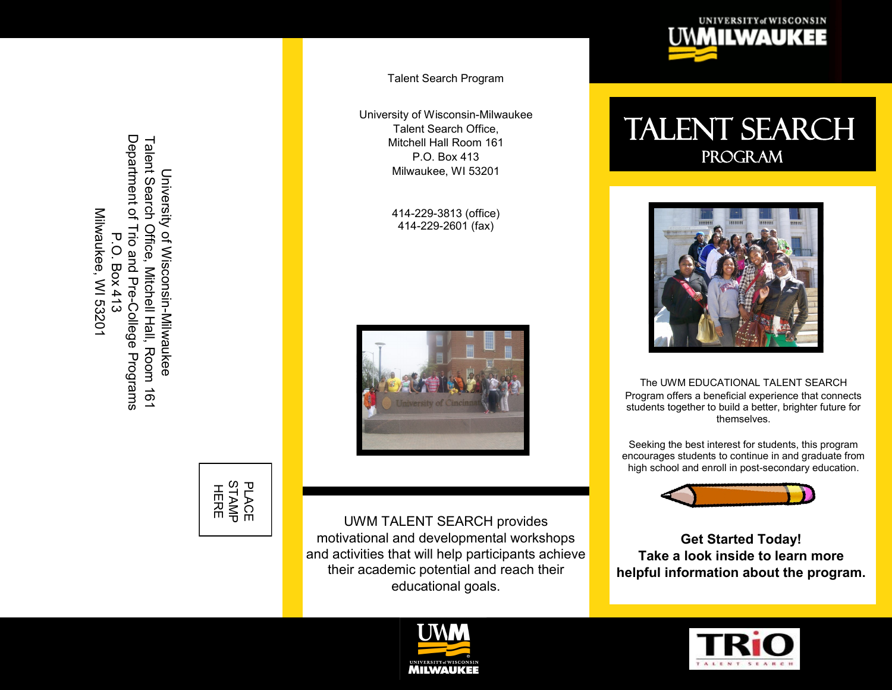University of Wisconsin-Milwaukee
Talent Search Office, Mitchell Hall, Room 161
Department of Trio and Pre-College Programs
P.O. Box 413
Milwaukee, WI 53201

PLACE
STAMP
HERE

Talent Search Program

University of Wisconsin-Milwaukee
Talent Search Office,
Mitchell Hall Room 161
P.O. Box 413
Milwaukee, WI 53201

414-229-3813 (office)
414-229-2601 (fax)

UWM TALENT SEARCH provides motivational and developmental workshops and activities that will help participants achieve their academic potential and reach their educational goals.

UNIVERSITY of WISCONSIN
UWMILWAUKEE

# TALENT SEARCH
## PROGRAM

The UWM EDUCATIONAL TALENT SEARCH Program offers a beneficial experience that connects students together to build a better, brighter future for themselves.

Seeking the best interest for students, this program encourages students to continue in and graduate from high school and enroll in post-secondary education.

**Get Started Today!**
**Take a look inside to learn more helpful information about the program.**

UWM
UNIVERSITY of WISCONSIN
MILWAUKEE

TRiO
TALENT SEARCH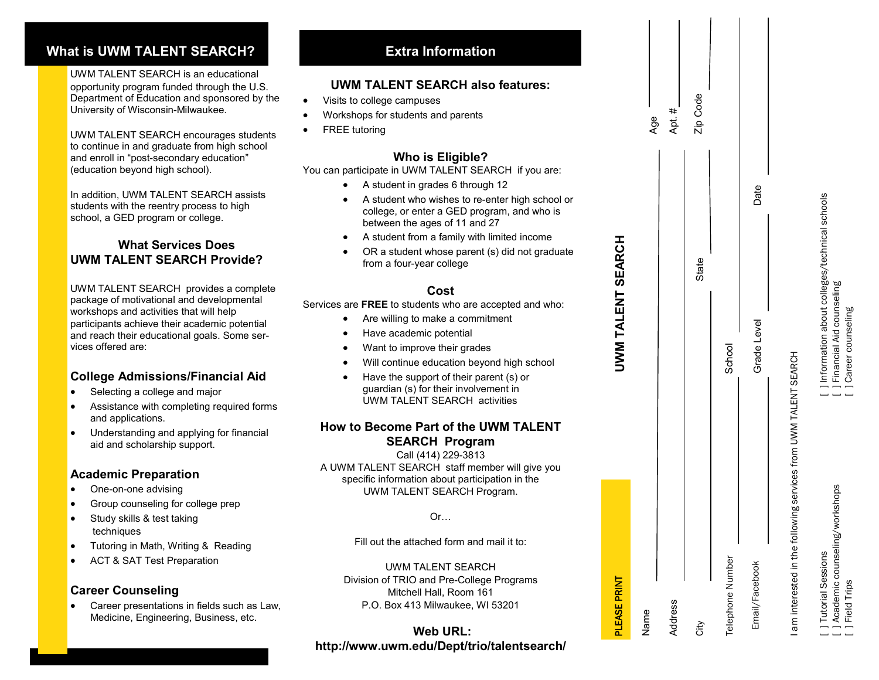## What is UWM TALENT SEARCH?

UWM TALENT SEARCH is an educational opportunity program funded through the U.S. Department of Education and sponsored by the University of Wisconsin-Milwaukee.

UWM TALENT SEARCH encourages students to continue in and graduate from high school and enroll in "post-secondary education" (education beyond high school).

In addition, UWM TALENT SEARCH assists students with the reentry process to high school, a GED program or college.

### What Services Does UWM TALENT SEARCH Provide?

UWM TALENT SEARCH provides a complete package of motivational and developmental workshops and activities that will help participants achieve their academic potential and reach their educational goals. Some services offered are:

### College Admissions/Financial Aid

- Selecting a college and major
- Assistance with completing required forms and applications.
- Understanding and applying for financial aid and scholarship support.

### Academic Preparation

- One-on-one advising
- Group counseling for college prep
- Study skills & test taking techniques
- Tutoring in Math, Writing & Reading
- ACT & SAT Test Preparation

### Career Counseling

- Career presentations in fields such as Law, Medicine, Engineering, Business, etc.

## Extra Information

### UWM TALENT SEARCH also features:

- Visits to college campuses
- Workshops for students and parents
- FREE tutoring

### Who is Eligible?

You can participate in UWM TALENT SEARCH if you are:

- A student in grades 6 through 12
- A student who wishes to re-enter high school or college, or enter a GED program, and who is between the ages of 11 and 27
- A student from a family with limited income
- OR a student whose parent (s) did not graduate from a four-year college

### Cost

Services are **FREE** to students who are accepted and who:

- Are willing to make a commitment
- Have academic potential
- Want to improve their grades
- Will continue education beyond high school
- Have the support of their parent (s) or guardian (s) for their involvement in UWM TALENT SEARCH activities

### How to Become Part of the UWM TALENT SEARCH Program

Call (414) 229-3813

A UWM TALENT SEARCH staff member will give you specific information about participation in the UWM TALENT SEARCH Program.

Or…

Fill out the attached form and mail it to:

UWM TALENT SEARCH
Division of TRIO and Pre-College Programs
Mitchell Hall, Room 161
P.O. Box 413 Milwaukee, WI 53201

**Web URL:**
**http://www.uwm.edu/Dept/trio/talentsearch/**

## UWM TALENT SEARCH

**PLEASE PRINT**

Name ____________________ Age ________

Address ____________________ Apt. # ________

City ____________ State ________ Zip Code ________

Telephone Number ____________ School ____________

Email/Facebook ____________ Grade Level ________ Date ________

I am interested in the following services from UWM TALENT SEARCH

[ ] Tutorial Sessions
[ ] Academic counseling/workshops
[ ] Field Trips
[ ] Information about colleges/technical schools
[ ] Financial Aid counseling
[ ] Career counseling